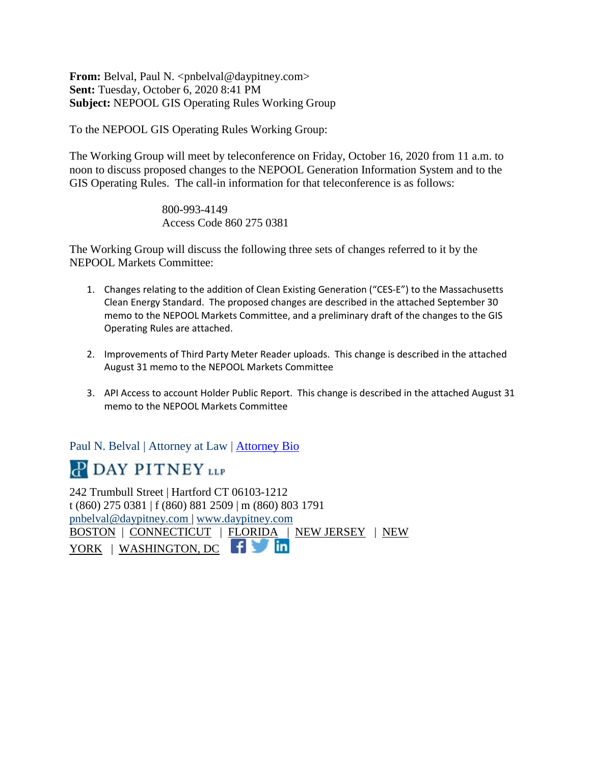**From:** Belval, Paul N. <pnbelval@daypitney.com>
**Sent:** Tuesday, October 6, 2020 8:41 PM
**Subject:** NEPOOL GIS Operating Rules Working Group

To the NEPOOL GIS Operating Rules Working Group:

The Working Group will meet by teleconference on Friday, October 16, 2020 from 11 a.m. to noon to discuss proposed changes to the NEPOOL Generation Information System and to the GIS Operating Rules. The call-in information for that teleconference is as follows:

800-993-4149
Access Code 860 275 0381

The Working Group will discuss the following three sets of changes referred to it by the NEPOOL Markets Committee:

1. Changes relating to the addition of Clean Existing Generation ("CES-E") to the Massachusetts Clean Energy Standard. The proposed changes are described in the attached September 30 memo to the NEPOOL Markets Committee, and a preliminary draft of the changes to the GIS Operating Rules are attached.
2. Improvements of Third Party Meter Reader uploads. This change is described in the attached August 31 memo to the NEPOOL Markets Committee
3. API Access to account Holder Public Report. This change is described in the attached August 31 memo to the NEPOOL Markets Committee

Paul N. Belval | Attorney at Law | Attorney Bio

DAY PITNEY LLP

242 Trumbull Street | Hartford CT 06103-1212
t (860) 275 0381 | f (860) 881 2509 | m (860) 803 1791
pnbelval@daypitney.com | www.daypitney.com
BOSTON | CONNECTICUT | FLORIDA | NEW JERSEY | NEW YORK | WASHINGTON, DC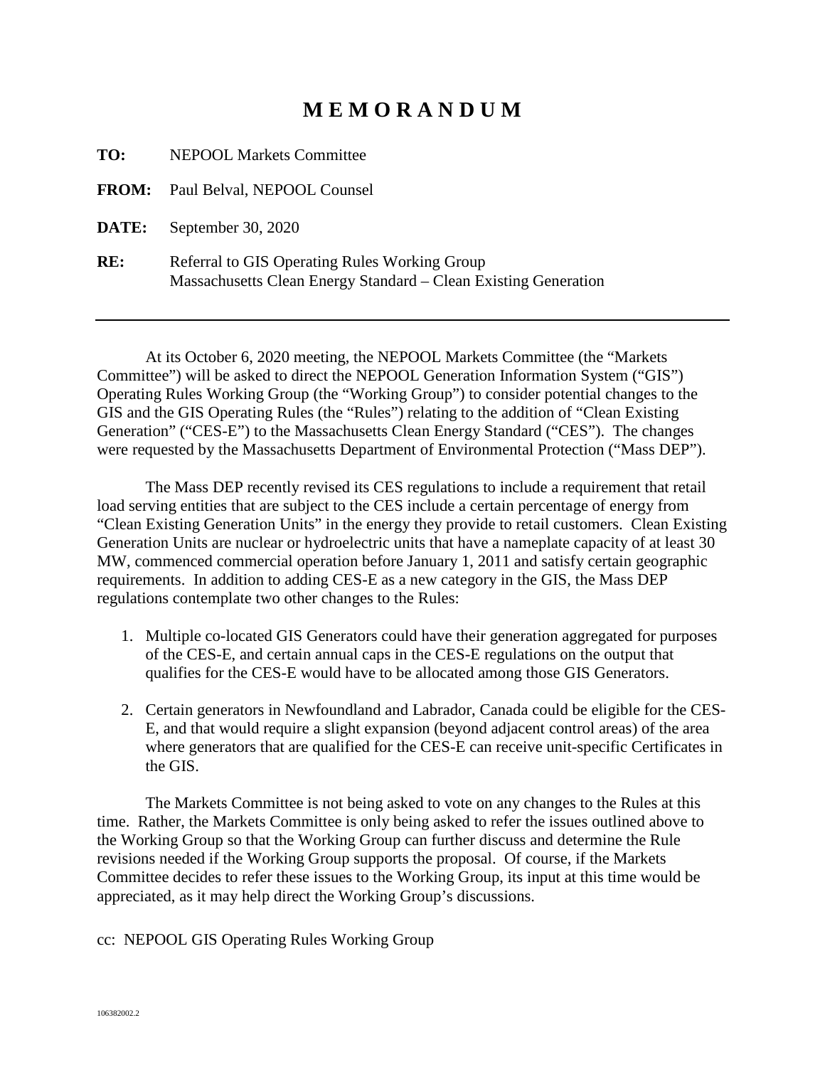# M E M O R A N D U M

**TO:** NEPOOL Markets Committee

**FROM:** Paul Belval, NEPOOL Counsel

**DATE:** September 30, 2020

**RE:** Referral to GIS Operating Rules Working Group
Massachusetts Clean Energy Standard – Clean Existing Generation

---

At its October 6, 2020 meeting, the NEPOOL Markets Committee (the "Markets Committee") will be asked to direct the NEPOOL Generation Information System ("GIS") Operating Rules Working Group (the "Working Group") to consider potential changes to the GIS and the GIS Operating Rules (the "Rules") relating to the addition of "Clean Existing Generation" ("CES-E") to the Massachusetts Clean Energy Standard ("CES"). The changes were requested by the Massachusetts Department of Environmental Protection ("Mass DEP").

The Mass DEP recently revised its CES regulations to include a requirement that retail load serving entities that are subject to the CES include a certain percentage of energy from "Clean Existing Generation Units" in the energy they provide to retail customers. Clean Existing Generation Units are nuclear or hydroelectric units that have a nameplate capacity of at least 30 MW, commenced commercial operation before January 1, 2011 and satisfy certain geographic requirements. In addition to adding CES-E as a new category in the GIS, the Mass DEP regulations contemplate two other changes to the Rules:

1. Multiple co-located GIS Generators could have their generation aggregated for purposes of the CES-E, and certain annual caps in the CES-E regulations on the output that qualifies for the CES-E would have to be allocated among those GIS Generators.

2. Certain generators in Newfoundland and Labrador, Canada could be eligible for the CES-E, and that would require a slight expansion (beyond adjacent control areas) of the area where generators that are qualified for the CES-E can receive unit-specific Certificates in the GIS.

The Markets Committee is not being asked to vote on any changes to the Rules at this time. Rather, the Markets Committee is only being asked to refer the issues outlined above to the Working Group so that the Working Group can further discuss and determine the Rule revisions needed if the Working Group supports the proposal. Of course, if the Markets Committee decides to refer these issues to the Working Group, its input at this time would be appreciated, as it may help direct the Working Group's discussions.

cc: NEPOOL GIS Operating Rules Working Group

106382002.2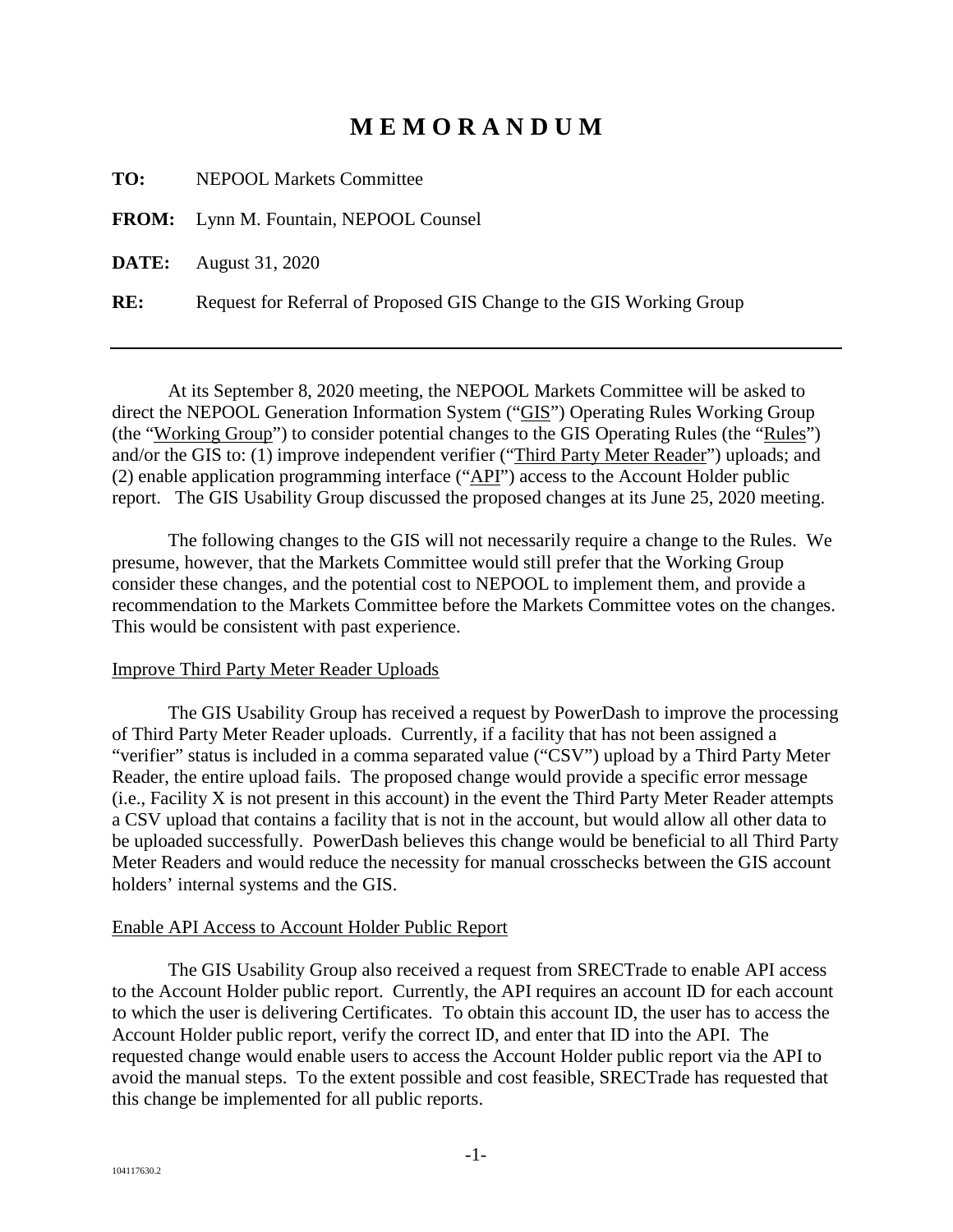# M E M O R A N D U M

**TO:** NEPOOL Markets Committee

**FROM:** Lynn M. Fountain, NEPOOL Counsel

**DATE:** August 31, 2020

**RE:** Request for Referral of Proposed GIS Change to the GIS Working Group

---

At its September 8, 2020 meeting, the NEPOOL Markets Committee will be asked to direct the NEPOOL Generation Information System ("GIS") Operating Rules Working Group (the "Working Group") to consider potential changes to the GIS Operating Rules (the "Rules") and/or the GIS to: (1) improve independent verifier ("Third Party Meter Reader") uploads; and (2) enable application programming interface ("API") access to the Account Holder public report. The GIS Usability Group discussed the proposed changes at its June 25, 2020 meeting.

The following changes to the GIS will not necessarily require a change to the Rules. We presume, however, that the Markets Committee would still prefer that the Working Group consider these changes, and the potential cost to NEPOOL to implement them, and provide a recommendation to the Markets Committee before the Markets Committee votes on the changes. This would be consistent with past experience.

## Improve Third Party Meter Reader Uploads

The GIS Usability Group has received a request by PowerDash to improve the processing of Third Party Meter Reader uploads. Currently, if a facility that has not been assigned a "verifier" status is included in a comma separated value ("CSV") upload by a Third Party Meter Reader, the entire upload fails. The proposed change would provide a specific error message (i.e., Facility X is not present in this account) in the event the Third Party Meter Reader attempts a CSV upload that contains a facility that is not in the account, but would allow all other data to be uploaded successfully. PowerDash believes this change would be beneficial to all Third Party Meter Readers and would reduce the necessity for manual crosschecks between the GIS account holders' internal systems and the GIS.

## Enable API Access to Account Holder Public Report

The GIS Usability Group also received a request from SRECTrade to enable API access to the Account Holder public report. Currently, the API requires an account ID for each account to which the user is delivering Certificates. To obtain this account ID, the user has to access the Account Holder public report, verify the correct ID, and enter that ID into the API. The requested change would enable users to access the Account Holder public report via the API to avoid the manual steps. To the extent possible and cost feasible, SRECTrade has requested that this change be implemented for all public reports.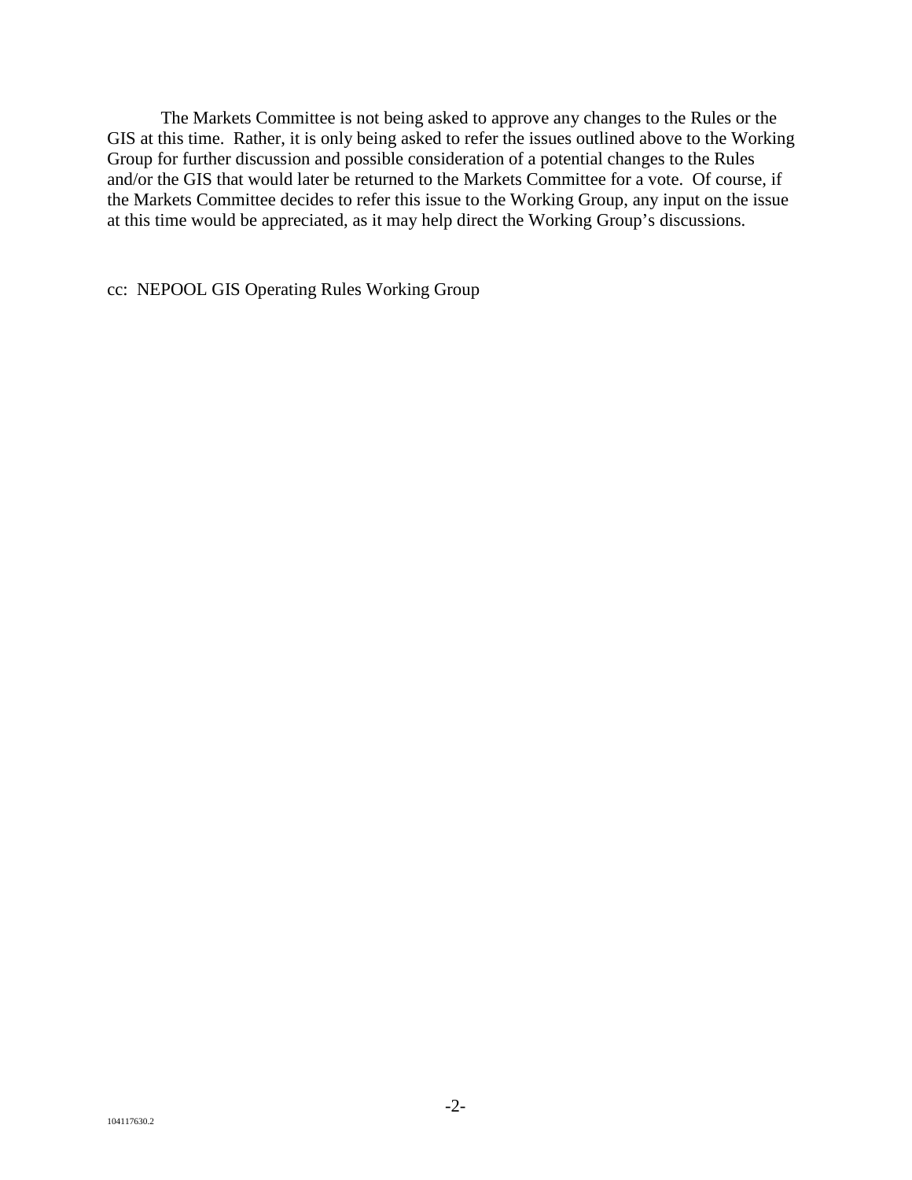The Markets Committee is not being asked to approve any changes to the Rules or the GIS at this time. Rather, it is only being asked to refer the issues outlined above to the Working Group for further discussion and possible consideration of a potential changes to the Rules and/or the GIS that would later be returned to the Markets Committee for a vote. Of course, if the Markets Committee decides to refer this issue to the Working Group, any input on the issue at this time would be appreciated, as it may help direct the Working Group's discussions.

cc: NEPOOL GIS Operating Rules Working Group

104117630.2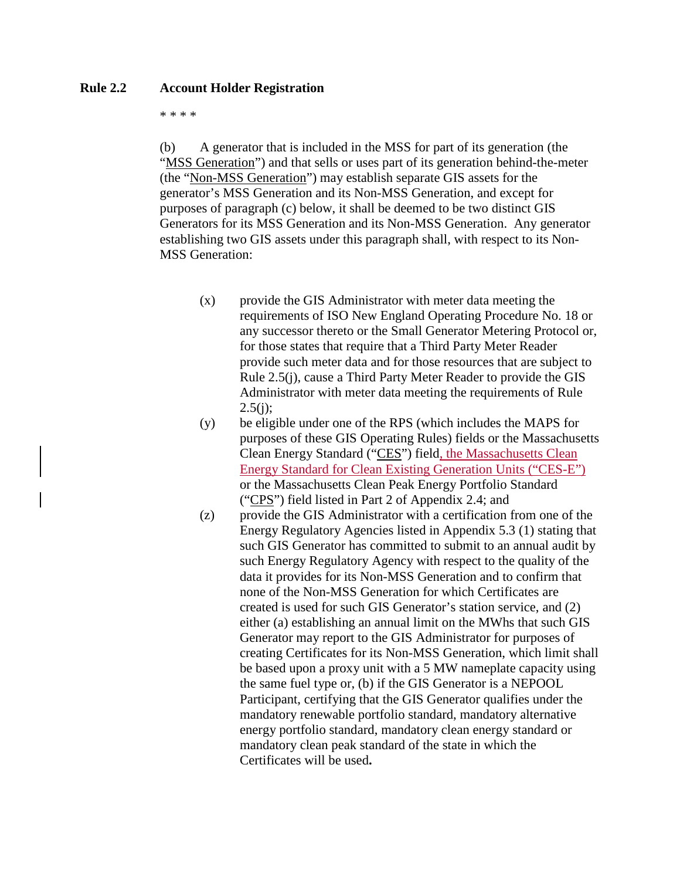**Rule 2.2 Account Holder Registration**

* * * *

(b) A generator that is included in the MSS for part of its generation (the "MSS Generation") and that sells or uses part of its generation behind-the-meter (the "Non-MSS Generation") may establish separate GIS assets for the generator's MSS Generation and its Non-MSS Generation, and except for purposes of paragraph (c) below, it shall be deemed to be two distinct GIS Generators for its MSS Generation and its Non-MSS Generation. Any generator establishing two GIS assets under this paragraph shall, with respect to its Non-MSS Generation:

(x) provide the GIS Administrator with meter data meeting the requirements of ISO New England Operating Procedure No. 18 or any successor thereto or the Small Generator Metering Protocol or, for those states that require that a Third Party Meter Reader provide such meter data and for those resources that are subject to Rule 2.5(j), cause a Third Party Meter Reader to provide the GIS Administrator with meter data meeting the requirements of Rule 2.5(j);

(y) be eligible under one of the RPS (which includes the MAPS for purposes of these GIS Operating Rules) fields or the Massachusetts Clean Energy Standard ("CES") field, the Massachusetts Clean Energy Standard for Clean Existing Generation Units ("CES-E") or the Massachusetts Clean Peak Energy Portfolio Standard ("CPS") field listed in Part 2 of Appendix 2.4; and

(z) provide the GIS Administrator with a certification from one of the Energy Regulatory Agencies listed in Appendix 5.3 (1) stating that such GIS Generator has committed to submit to an annual audit by such Energy Regulatory Agency with respect to the quality of the data it provides for its Non-MSS Generation and to confirm that none of the Non-MSS Generation for which Certificates are created is used for such GIS Generator's station service, and (2) either (a) establishing an annual limit on the MWhs that such GIS Generator may report to the GIS Administrator for purposes of creating Certificates for its Non-MSS Generation, which limit shall be based upon a proxy unit with a 5 MW nameplate capacity using the same fuel type or, (b) if the GIS Generator is a NEPOOL Participant, certifying that the GIS Generator qualifies under the mandatory renewable portfolio standard, mandatory alternative energy portfolio standard, mandatory clean energy standard or mandatory clean peak standard of the state in which the Certificates will be used.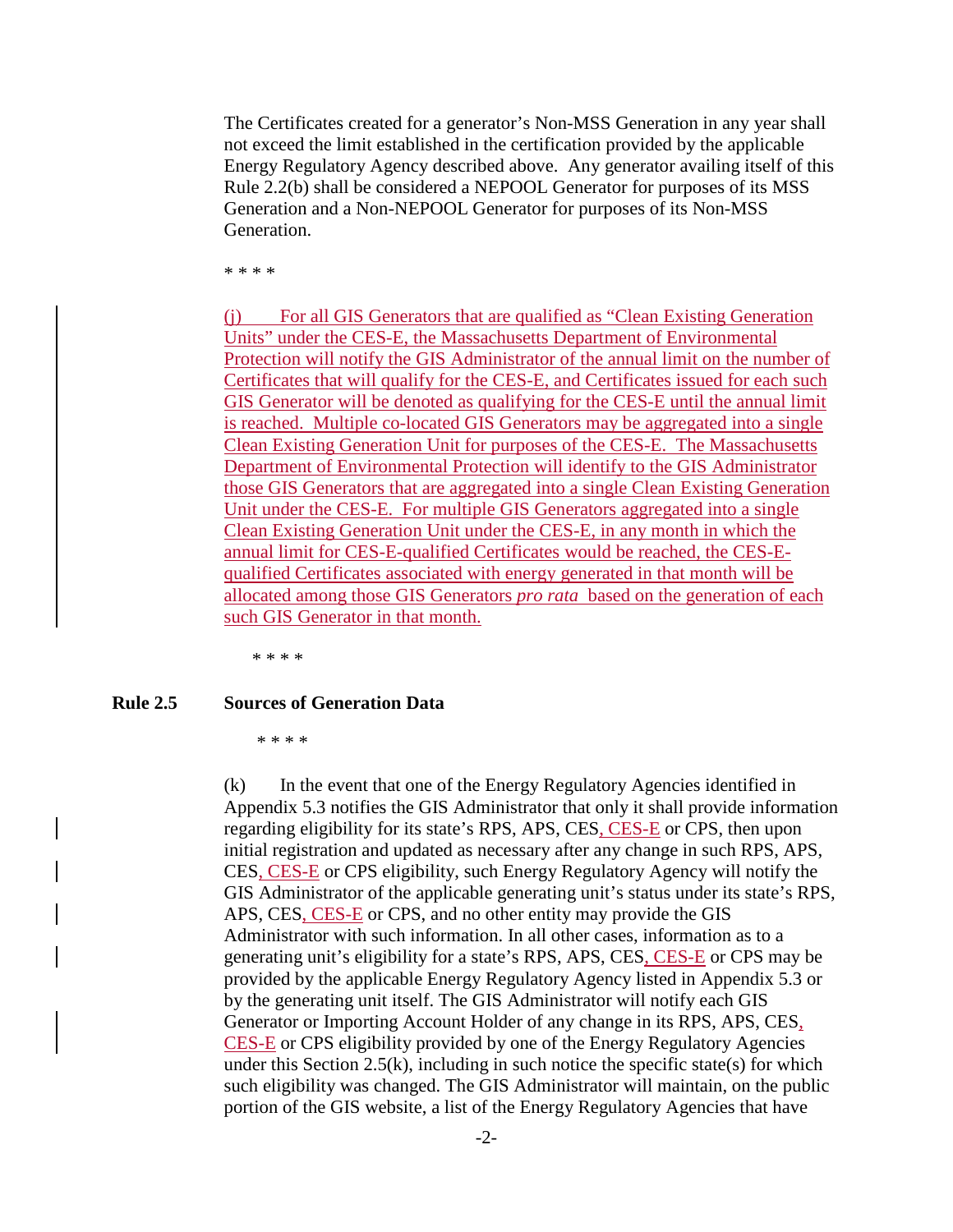The Certificates created for a generator's Non-MSS Generation in any year shall not exceed the limit established in the certification provided by the applicable Energy Regulatory Agency described above. Any generator availing itself of this Rule 2.2(b) shall be considered a NEPOOL Generator for purposes of its MSS Generation and a Non-NEPOOL Generator for purposes of its Non-MSS Generation.

\* \* \* \*

(j) For all GIS Generators that are qualified as "Clean Existing Generation Units" under the CES-E, the Massachusetts Department of Environmental Protection will notify the GIS Administrator of the annual limit on the number of Certificates that will qualify for the CES-E, and Certificates issued for each such GIS Generator will be denoted as qualifying for the CES-E until the annual limit is reached. Multiple co-located GIS Generators may be aggregated into a single Clean Existing Generation Unit for purposes of the CES-E. The Massachusetts Department of Environmental Protection will identify to the GIS Administrator those GIS Generators that are aggregated into a single Clean Existing Generation Unit under the CES-E. For multiple GIS Generators aggregated into a single Clean Existing Generation Unit under the CES-E, in any month in which the annual limit for CES-E-qualified Certificates would be reached, the CES-E-qualified Certificates associated with energy generated in that month will be allocated among those GIS Generators *pro rata* based on the generation of each such GIS Generator in that month.

\* \* \* \*

## Rule 2.5 Sources of Generation Data

\* \* \* \*

(k) In the event that one of the Energy Regulatory Agencies identified in Appendix 5.3 notifies the GIS Administrator that only it shall provide information regarding eligibility for its state's RPS, APS, CES, CES-E or CPS, then upon initial registration and updated as necessary after any change in such RPS, APS, CES, CES-E or CPS eligibility, such Energy Regulatory Agency will notify the GIS Administrator of the applicable generating unit's status under its state's RPS, APS, CES, CES-E or CPS, and no other entity may provide the GIS Administrator with such information. In all other cases, information as to a generating unit's eligibility for a state's RPS, APS, CES, CES-E or CPS may be provided by the applicable Energy Regulatory Agency listed in Appendix 5.3 or by the generating unit itself. The GIS Administrator will notify each GIS Generator or Importing Account Holder of any change in its RPS, APS, CES, CES-E or CPS eligibility provided by one of the Energy Regulatory Agencies under this Section 2.5(k), including in such notice the specific state(s) for which such eligibility was changed. The GIS Administrator will maintain, on the public portion of the GIS website, a list of the Energy Regulatory Agencies that have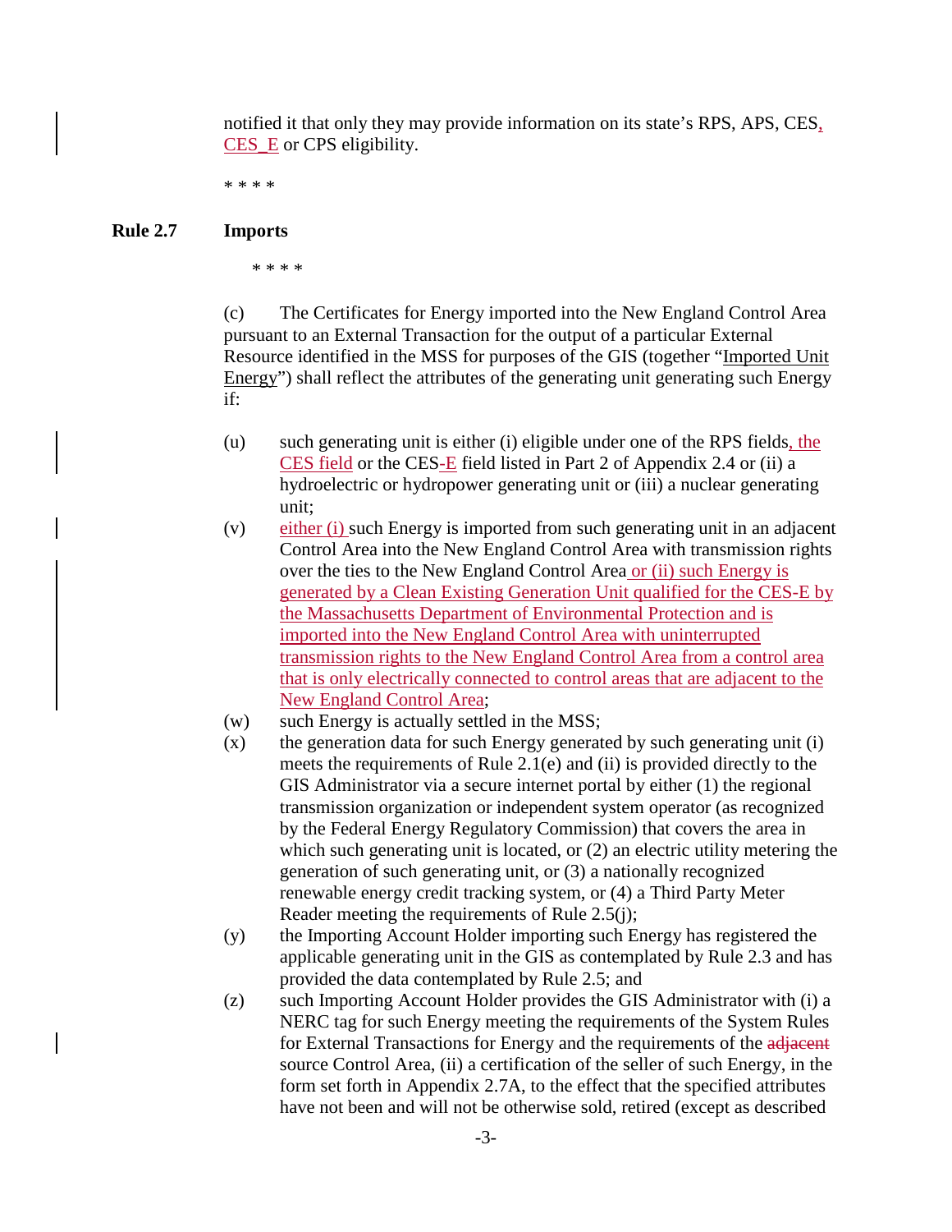notified it that only they may provide information on its state's RPS, APS, CES, CES_E or CPS eligibility.

\* \* \* \*

**Rule 2.7 Imports**

\* \* \* \*

(c) The Certificates for Energy imported into the New England Control Area pursuant to an External Transaction for the output of a particular External Resource identified in the MSS for purposes of the GIS (together "Imported Unit Energy") shall reflect the attributes of the generating unit generating such Energy if:

(u) such generating unit is either (i) eligible under one of the RPS fields, the CES field or the CES-E field listed in Part 2 of Appendix 2.4 or (ii) a hydroelectric or hydropower generating unit or (iii) a nuclear generating unit;

(v) either (i) such Energy is imported from such generating unit in an adjacent Control Area into the New England Control Area with transmission rights over the ties to the New England Control Area or (ii) such Energy is generated by a Clean Existing Generation Unit qualified for the CES-E by the Massachusetts Department of Environmental Protection and is imported into the New England Control Area with uninterrupted transmission rights to the New England Control Area from a control area that is only electrically connected to control areas that are adjacent to the New England Control Area;

(w) such Energy is actually settled in the MSS;

(x) the generation data for such Energy generated by such generating unit (i) meets the requirements of Rule 2.1(e) and (ii) is provided directly to the GIS Administrator via a secure internet portal by either (1) the regional transmission organization or independent system operator (as recognized by the Federal Energy Regulatory Commission) that covers the area in which such generating unit is located, or (2) an electric utility metering the generation of such generating unit, or (3) a nationally recognized renewable energy credit tracking system, or (4) a Third Party Meter Reader meeting the requirements of Rule 2.5(j);

(y) the Importing Account Holder importing such Energy has registered the applicable generating unit in the GIS as contemplated by Rule 2.3 and has provided the data contemplated by Rule 2.5; and

(z) such Importing Account Holder provides the GIS Administrator with (i) a NERC tag for such Energy meeting the requirements of the System Rules for External Transactions for Energy and the requirements of the ~~adjacent~~ source Control Area, (ii) a certification of the seller of such Energy, in the form set forth in Appendix 2.7A, to the effect that the specified attributes have not been and will not be otherwise sold, retired (except as described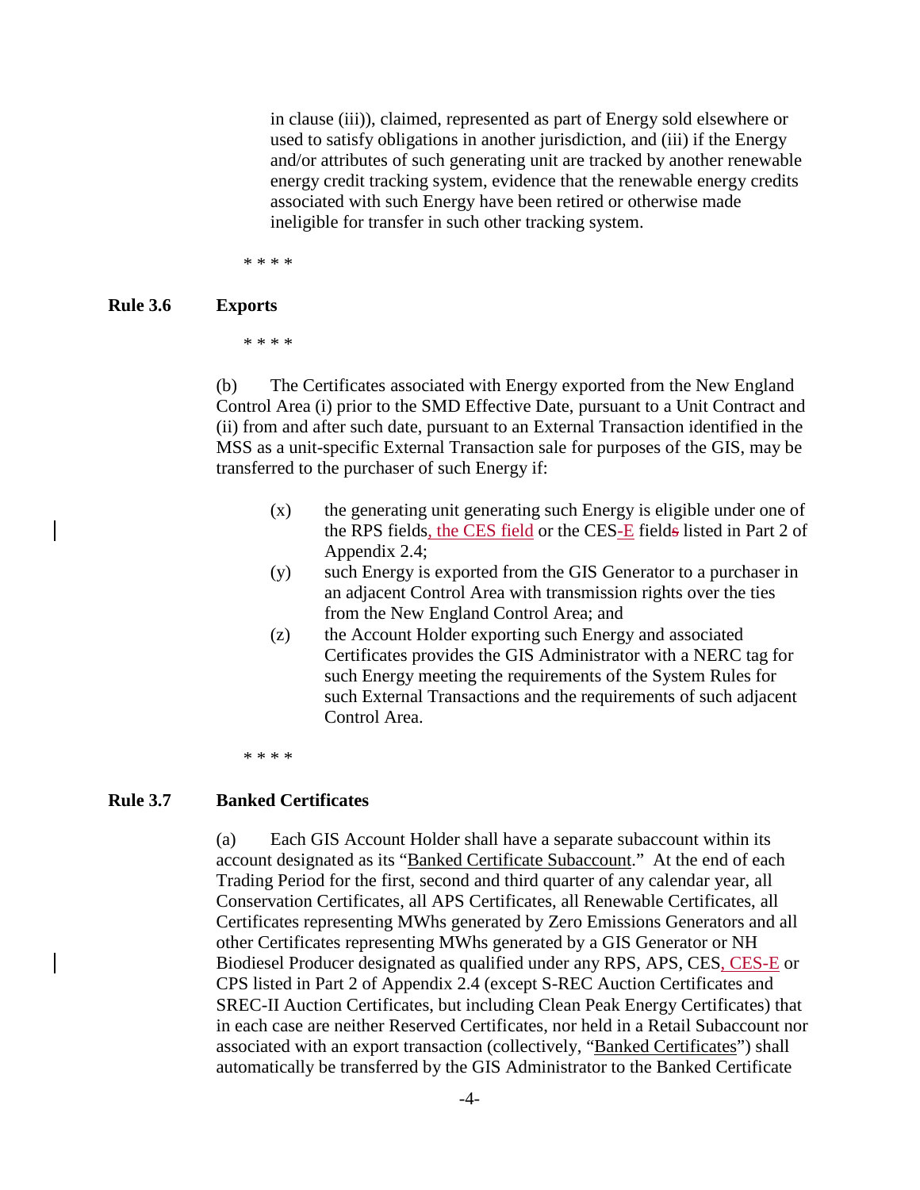in clause (iii)), claimed, represented as part of Energy sold elsewhere or used to satisfy obligations in another jurisdiction, and (iii) if the Energy and/or attributes of such generating unit are tracked by another renewable energy credit tracking system, evidence that the renewable energy credits associated with such Energy have been retired or otherwise made ineligible for transfer in such other tracking system.

* * * *

**Rule 3.6 Exports**

* * * *

(b) The Certificates associated with Energy exported from the New England Control Area (i) prior to the SMD Effective Date, pursuant to a Unit Contract and (ii) from and after such date, pursuant to an External Transaction identified in the MSS as a unit-specific External Transaction sale for purposes of the GIS, may be transferred to the purchaser of such Energy if:

(x) the generating unit generating such Energy is eligible under one of the RPS fields, the CES field or the CES-E fields listed in Part 2 of Appendix 2.4;

(y) such Energy is exported from the GIS Generator to a purchaser in an adjacent Control Area with transmission rights over the ties from the New England Control Area; and

(z) the Account Holder exporting such Energy and associated Certificates provides the GIS Administrator with a NERC tag for such Energy meeting the requirements of the System Rules for such External Transactions and the requirements of such adjacent Control Area.

* * * *

**Rule 3.7 Banked Certificates**

(a) Each GIS Account Holder shall have a separate subaccount within its account designated as its "Banked Certificate Subaccount." At the end of each Trading Period for the first, second and third quarter of any calendar year, all Conservation Certificates, all APS Certificates, all Renewable Certificates, all Certificates representing MWhs generated by Zero Emissions Generators and all other Certificates representing MWhs generated by a GIS Generator or NH Biodiesel Producer designated as qualified under any RPS, APS, CES, CES-E or CPS listed in Part 2 of Appendix 2.4 (except S-REC Auction Certificates and SREC-II Auction Certificates, but including Clean Peak Energy Certificates) that in each case are neither Reserved Certificates, nor held in a Retail Subaccount nor associated with an export transaction (collectively, "Banked Certificates") shall automatically be transferred by the GIS Administrator to the Banked Certificate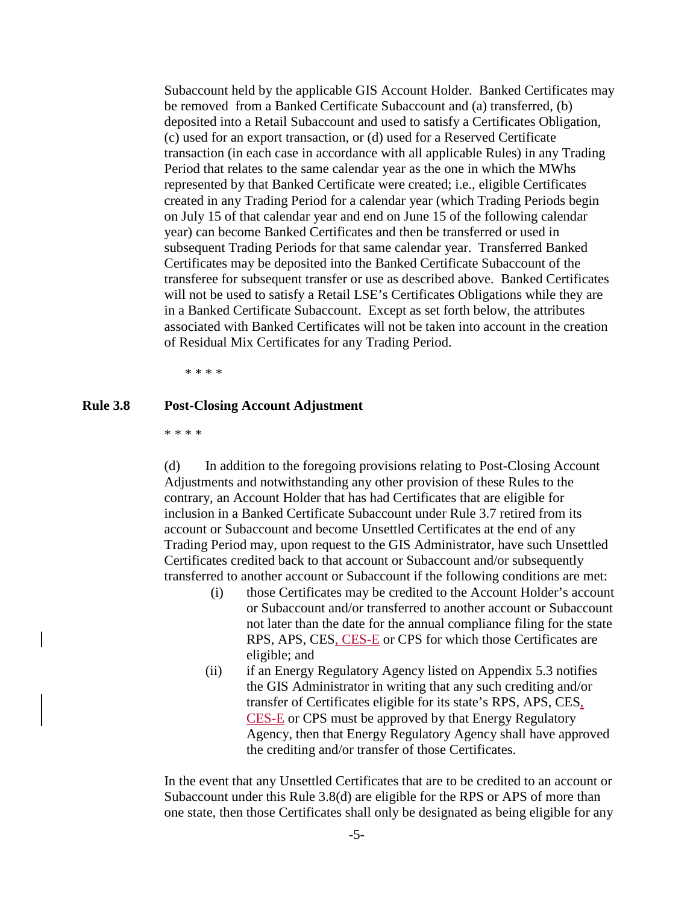Subaccount held by the applicable GIS Account Holder. Banked Certificates may be removed from a Banked Certificate Subaccount and (a) transferred, (b) deposited into a Retail Subaccount and used to satisfy a Certificates Obligation, (c) used for an export transaction, or (d) used for a Reserved Certificate transaction (in each case in accordance with all applicable Rules) in any Trading Period that relates to the same calendar year as the one in which the MWhs represented by that Banked Certificate were created; i.e., eligible Certificates created in any Trading Period for a calendar year (which Trading Periods begin on July 15 of that calendar year and end on June 15 of the following calendar year) can become Banked Certificates and then be transferred or used in subsequent Trading Periods for that same calendar year. Transferred Banked Certificates may be deposited into the Banked Certificate Subaccount of the transferee for subsequent transfer or use as described above. Banked Certificates will not be used to satisfy a Retail LSE's Certificates Obligations while they are in a Banked Certificate Subaccount. Except as set forth below, the attributes associated with Banked Certificates will not be taken into account in the creation of Residual Mix Certificates for any Trading Period.

\* \* \* \*

## Rule 3.8 Post-Closing Account Adjustment

\* \* \* \*

(d) In addition to the foregoing provisions relating to Post-Closing Account Adjustments and notwithstanding any other provision of these Rules to the contrary, an Account Holder that has had Certificates that are eligible for inclusion in a Banked Certificate Subaccount under Rule 3.7 retired from its account or Subaccount and become Unsettled Certificates at the end of any Trading Period may, upon request to the GIS Administrator, have such Unsettled Certificates credited back to that account or Subaccount and/or subsequently transferred to another account or Subaccount if the following conditions are met:

(i) those Certificates may be credited to the Account Holder's account or Subaccount and/or transferred to another account or Subaccount not later than the date for the annual compliance filing for the state RPS, APS, CES, CES-E or CPS for which those Certificates are eligible; and

(ii) if an Energy Regulatory Agency listed on Appendix 5.3 notifies the GIS Administrator in writing that any such crediting and/or transfer of Certificates eligible for its state's RPS, APS, CES, CES-E or CPS must be approved by that Energy Regulatory Agency, then that Energy Regulatory Agency shall have approved the crediting and/or transfer of those Certificates.

In the event that any Unsettled Certificates that are to be credited to an account or Subaccount under this Rule 3.8(d) are eligible for the RPS or APS of more than one state, then those Certificates shall only be designated as being eligible for any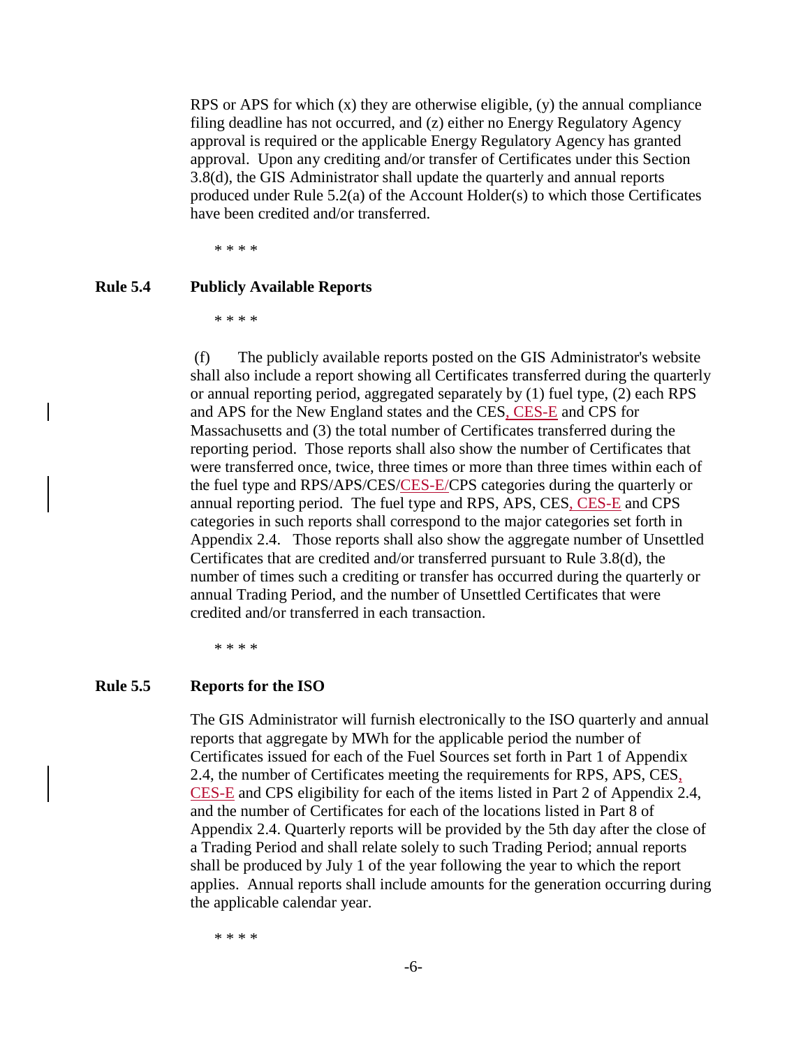RPS or APS for which (x) they are otherwise eligible, (y) the annual compliance filing deadline has not occurred, and (z) either no Energy Regulatory Agency approval is required or the applicable Energy Regulatory Agency has granted approval. Upon any crediting and/or transfer of Certificates under this Section 3.8(d), the GIS Administrator shall update the quarterly and annual reports produced under Rule 5.2(a) of the Account Holder(s) to which those Certificates have been credited and/or transferred.

* * * *

**Rule 5.4 Publicly Available Reports**

* * * *

(f) The publicly available reports posted on the GIS Administrator's website shall also include a report showing all Certificates transferred during the quarterly or annual reporting period, aggregated separately by (1) fuel type, (2) each RPS and APS for the New England states and the CES, CES-E and CPS for Massachusetts and (3) the total number of Certificates transferred during the reporting period. Those reports shall also show the number of Certificates that were transferred once, twice, three times or more than three times within each of the fuel type and RPS/APS/CES/CES-E/CPS categories during the quarterly or annual reporting period. The fuel type and RPS, APS, CES, CES-E and CPS categories in such reports shall correspond to the major categories set forth in Appendix 2.4. Those reports shall also show the aggregate number of Unsettled Certificates that are credited and/or transferred pursuant to Rule 3.8(d), the number of times such a crediting or transfer has occurred during the quarterly or annual Trading Period, and the number of Unsettled Certificates that were credited and/or transferred in each transaction.

* * * *

**Rule 5.5 Reports for the ISO**

The GIS Administrator will furnish electronically to the ISO quarterly and annual reports that aggregate by MWh for the applicable period the number of Certificates issued for each of the Fuel Sources set forth in Part 1 of Appendix 2.4, the number of Certificates meeting the requirements for RPS, APS, CES, CES-E and CPS eligibility for each of the items listed in Part 2 of Appendix 2.4, and the number of Certificates for each of the locations listed in Part 8 of Appendix 2.4. Quarterly reports will be provided by the 5th day after the close of a Trading Period and shall relate solely to such Trading Period; annual reports shall be produced by July 1 of the year following the year to which the report applies. Annual reports shall include amounts for the generation occurring during the applicable calendar year.

* * * *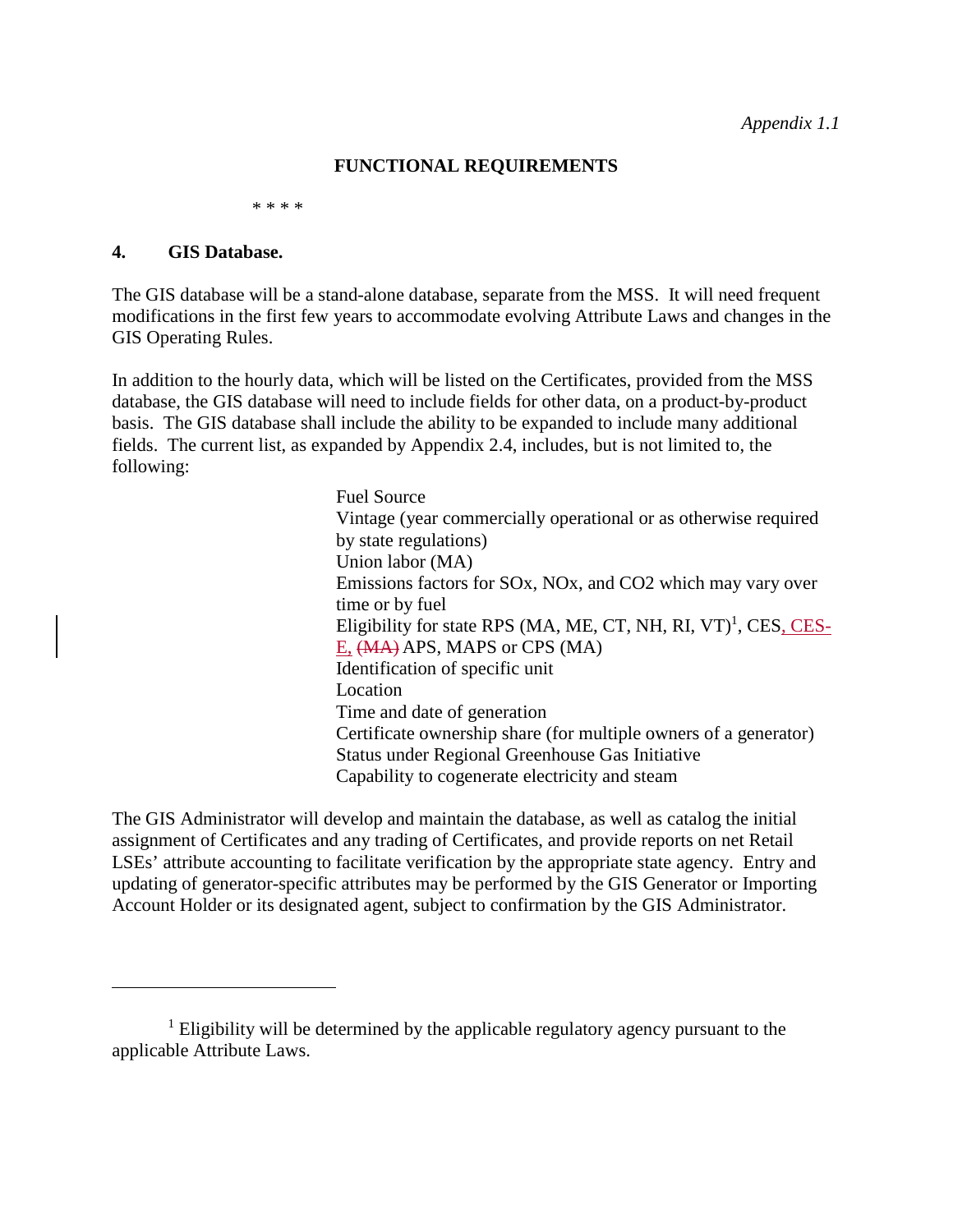*Appendix 1.1*

**FUNCTIONAL REQUIREMENTS**

* * * *

## 4. GIS Database.

The GIS database will be a stand-alone database, separate from the MSS. It will need frequent modifications in the first few years to accommodate evolving Attribute Laws and changes in the GIS Operating Rules.

In addition to the hourly data, which will be listed on the Certificates, provided from the MSS database, the GIS database will need to include fields for other data, on a product-by-product basis. The GIS database shall include the ability to be expanded to include many additional fields. The current list, as expanded by Appendix 2.4, includes, but is not limited to, the following:

Fuel Source
Vintage (year commercially operational or as otherwise required by state regulations)
Union labor (MA)
Emissions factors for SOx, NOx, and CO2 which may vary over time or by fuel
Eligibility for state RPS (MA, ME, CT, NH, RI, VT)[1], CES, CES-E, ~~(MA)~~ APS, MAPS or CPS (MA)
Identification of specific unit
Location
Time and date of generation
Certificate ownership share (for multiple owners of a generator)
Status under Regional Greenhouse Gas Initiative
Capability to cogenerate electricity and steam

The GIS Administrator will develop and maintain the database, as well as catalog the initial assignment of Certificates and any trading of Certificates, and provide reports on net Retail LSEs' attribute accounting to facilitate verification by the appropriate state agency. Entry and updating of generator-specific attributes may be performed by the GIS Generator or Importing Account Holder or its designated agent, subject to confirmation by the GIS Administrator.

---

[1] Eligibility will be determined by the applicable regulatory agency pursuant to the applicable Attribute Laws.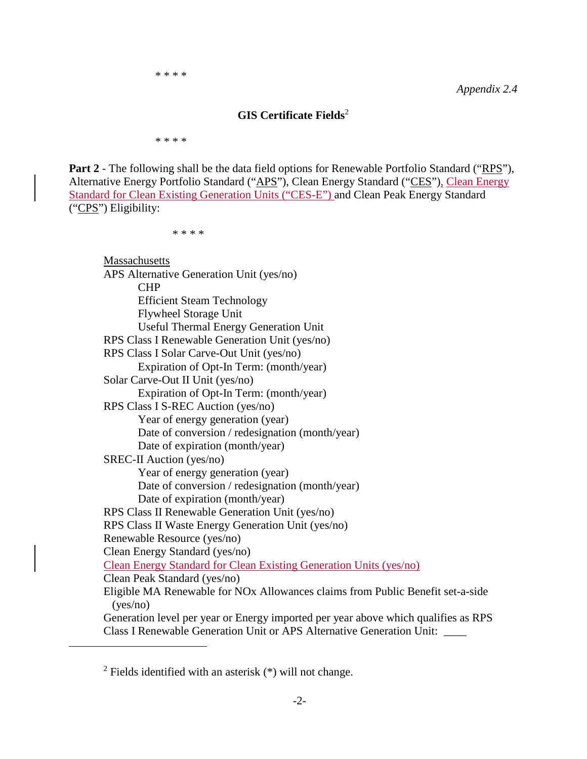\* \* \* \*

*Appendix 2.4*

**GIS Certificate Fields**[2]

\* \* \* \*

**Part 2** - The following shall be the data field options for Renewable Portfolio Standard ("RPS"), Alternative Energy Portfolio Standard ("APS"), Clean Energy Standard ("CES"), Clean Energy Standard for Clean Existing Generation Units ("CES-E") and Clean Peak Energy Standard ("CPS") Eligibility:

\* \* \* \*

Massachusetts

APS Alternative Generation Unit (yes/no)
- CHP
- Efficient Steam Technology
- Flywheel Storage Unit
- Useful Thermal Energy Generation Unit

RPS Class I Renewable Generation Unit (yes/no)

RPS Class I Solar Carve-Out Unit (yes/no)
- Expiration of Opt-In Term: (month/year)

Solar Carve-Out II Unit (yes/no)
- Expiration of Opt-In Term: (month/year)

RPS Class I S-REC Auction (yes/no)
- Year of energy generation (year)
- Date of conversion / redesignation (month/year)
- Date of expiration (month/year)

SREC-II Auction (yes/no)
- Year of energy generation (year)
- Date of conversion / redesignation (month/year)
- Date of expiration (month/year)

RPS Class II Renewable Generation Unit (yes/no)

RPS Class II Waste Energy Generation Unit (yes/no)

Renewable Resource (yes/no)

Clean Energy Standard (yes/no)

Clean Energy Standard for Clean Existing Generation Units (yes/no)

Clean Peak Standard (yes/no)

Eligible MA Renewable for NOx Allowances claims from Public Benefit set-a-side (yes/no)

Generation level per year or Energy imported per year above which qualifies as RPS Class I Renewable Generation Unit or APS Alternative Generation Unit: ____

---

[2] Fields identified with an asterisk (*) will not change.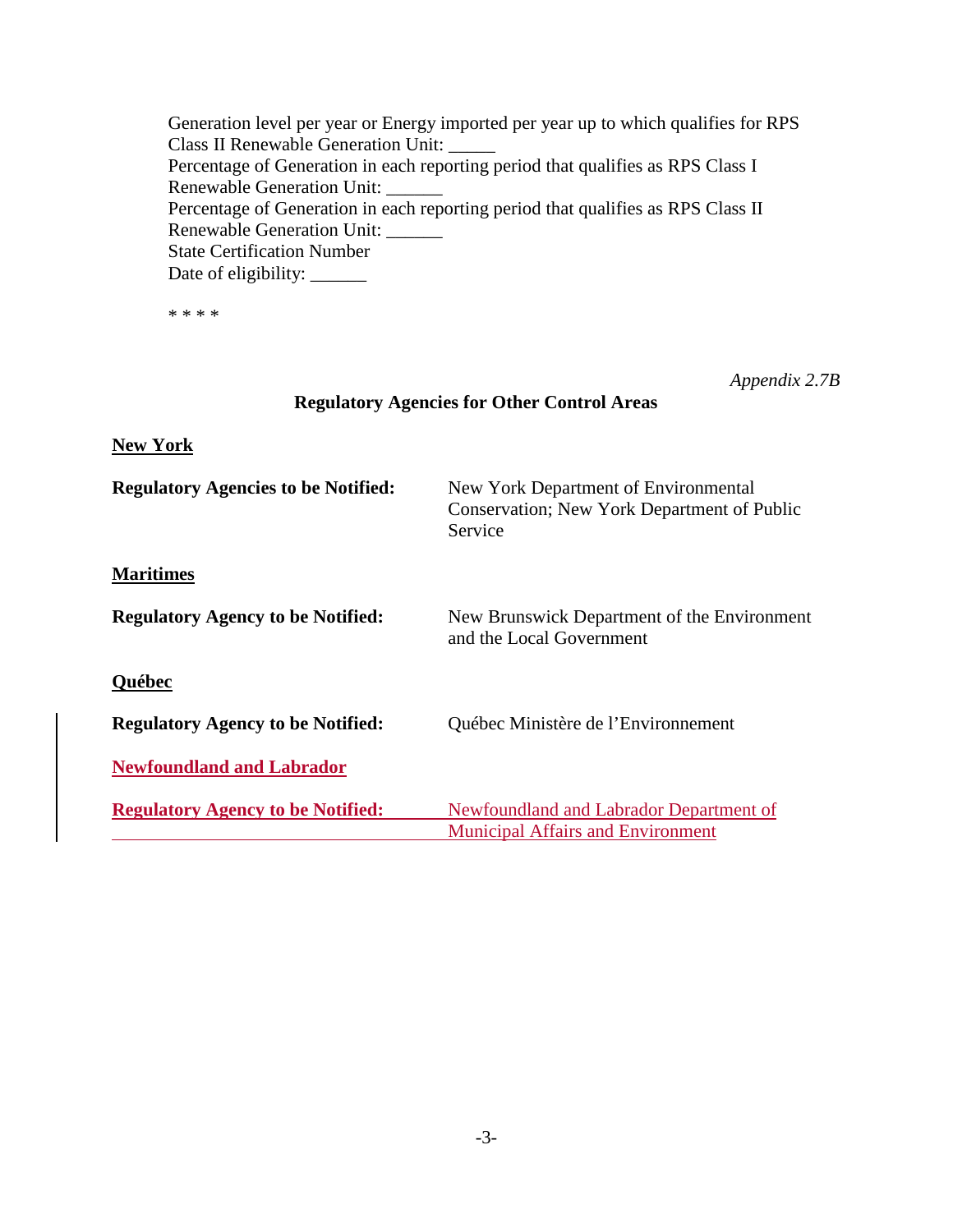Generation level per year or Energy imported per year up to which qualifies for RPS Class II Renewable Generation Unit: _____
Percentage of Generation in each reporting period that qualifies as RPS Class I Renewable Generation Unit: ______
Percentage of Generation in each reporting period that qualifies as RPS Class II Renewable Generation Unit: ______
State Certification Number
Date of eligibility: ______

* * * *

*Appendix 2.7B*

**Regulatory Agencies for Other Control Areas**

**New York**

| | |
|---|---|
| **Regulatory Agencies to be Notified:** | New York Department of Environmental Conservation; New York Department of Public Service |

**Maritimes**

| | |
|---|---|
| **Regulatory Agency to be Notified:** | New Brunswick Department of the Environment and the Local Government |

**Québec**

| | |
|---|---|
| **Regulatory Agency to be Notified:** | Québec Ministère de l'Environnement |

**Newfoundland and Labrador**

| | |
|---|---|
| **Regulatory Agency to be Notified:** | Newfoundland and Labrador Department of Municipal Affairs and Environment |